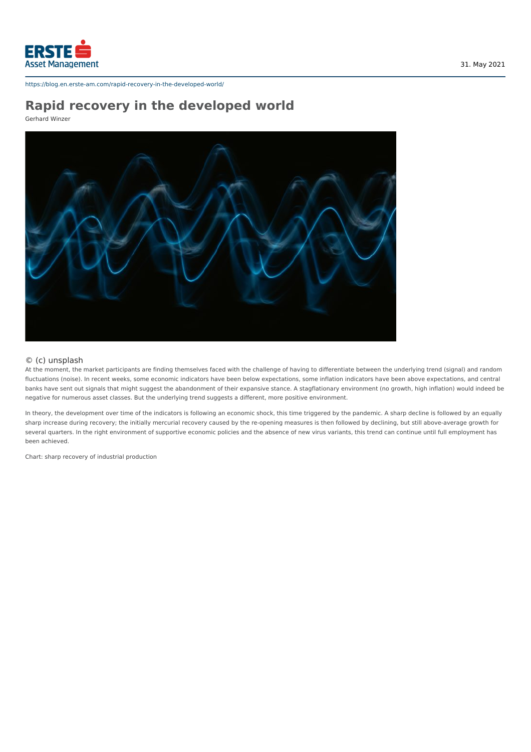https://blog.en.erste-am.com/rapid-recovery-in-the-developed-world/

# Rapid recovery in the developed world

Gerhard Winzer

© (c) unsplash

At the moment, the market participants are finding themselves faced with the challenge of having to differentiate between the underlying trend (signal) and random fluctuations (noise). In recent weeks, some economic indicators have been below expectations, some inflation indicators have been above expectations, and central banks have sent out signals that might suggest the abandonment of their expansive stance. A stagflationary environment (no growth, high inflation) would indeed be negative for numerous asset classes. But the underlying trend suggests a different, more positive environment.

In theory, the development over time of the indicators is following an economic shock, this time triggered by the pandemic. A sharp decline is followed by an equally sharp increase during recovery; the initially mercurial recovery caused by the re-opening measures is then followed by declining, but still above-average growth for several quarters. In the right environment of supportive economic policies and the absence of new virus variants, this trend can continue until full employment has been achieved.

Chart: sharp recovery of industrial production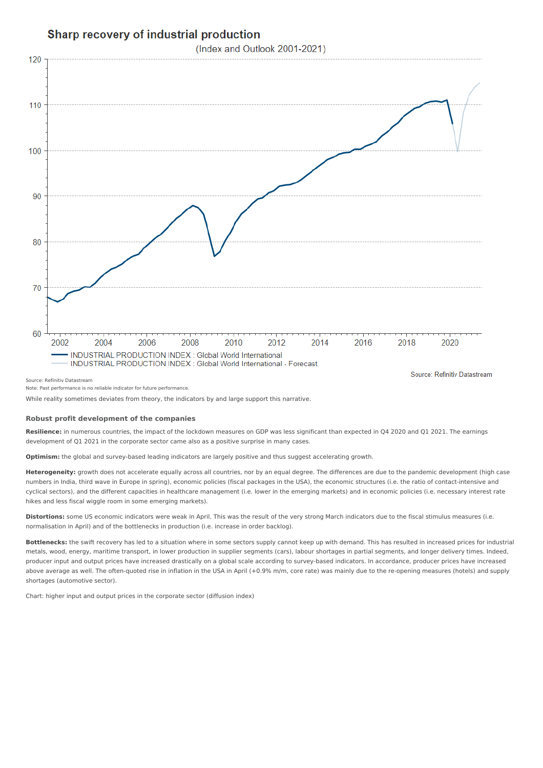**Sharp recovery of industrial production**

(Index and Outlook 2001-2021)

INDUSTRIAL PRODUCTION INDEX : Global World International
INDUSTRIAL PRODUCTION INDEX : Global World International - Forecast

Source: Refinitiv Datastream

Source: Refinitiv Datastream
Note: Past performance is no reliable indicator for future performance.

While reality sometimes deviates from theory, the indicators by and large support this narrative.

### Robust profit development of the companies

**Resilience:** in numerous countries, the impact of the lockdown measures on GDP was less significant than expected in Q4 2020 and Q1 2021. The earnings development of Q1 2021 in the corporate sector came also as a positive surprise in many cases.

**Optimism:** the global and survey-based leading indicators are largely positive and thus suggest accelerating growth.

**Heterogeneity:** growth does not accelerate equally across all countries, nor by an equal degree. The differences are due to the pandemic development (high case numbers in India, third wave in Europe in spring), economic policies (fiscal packages in the USA), the economic structures (i.e. the ratio of contact-intensive and cyclical sectors), and the different capacities in healthcare management (i.e. lower in the emerging markets) and in economic policies (i.e. necessary interest rate hikes and less fiscal wiggle room in some emerging markets).

**Distortions:** some US economic indicators were weak in April. This was the result of the very strong March indicators due to the fiscal stimulus measures (i.e. normalisation in April) and of the bottlenecks in production (i.e. increase in order backlog).

**Bottlenecks:** the swift recovery has led to a situation where in some sectors supply cannot keep up with demand. This has resulted in increased prices for industrial metals, wood, energy, maritime transport, in lower production in supplier segments (cars), labour shortages in partial segments, and longer delivery times. Indeed, producer input and output prices have increased drastically on a global scale according to survey-based indicators. In accordance, producer prices have increased above average as well. The often-quoted rise in inflation in the USA in April (+0.9% m/m, core rate) was mainly due to the re-opening measures (hotels) and supply shortages (automotive sector).

Chart: higher input and output prices in the corporate sector (diffusion index)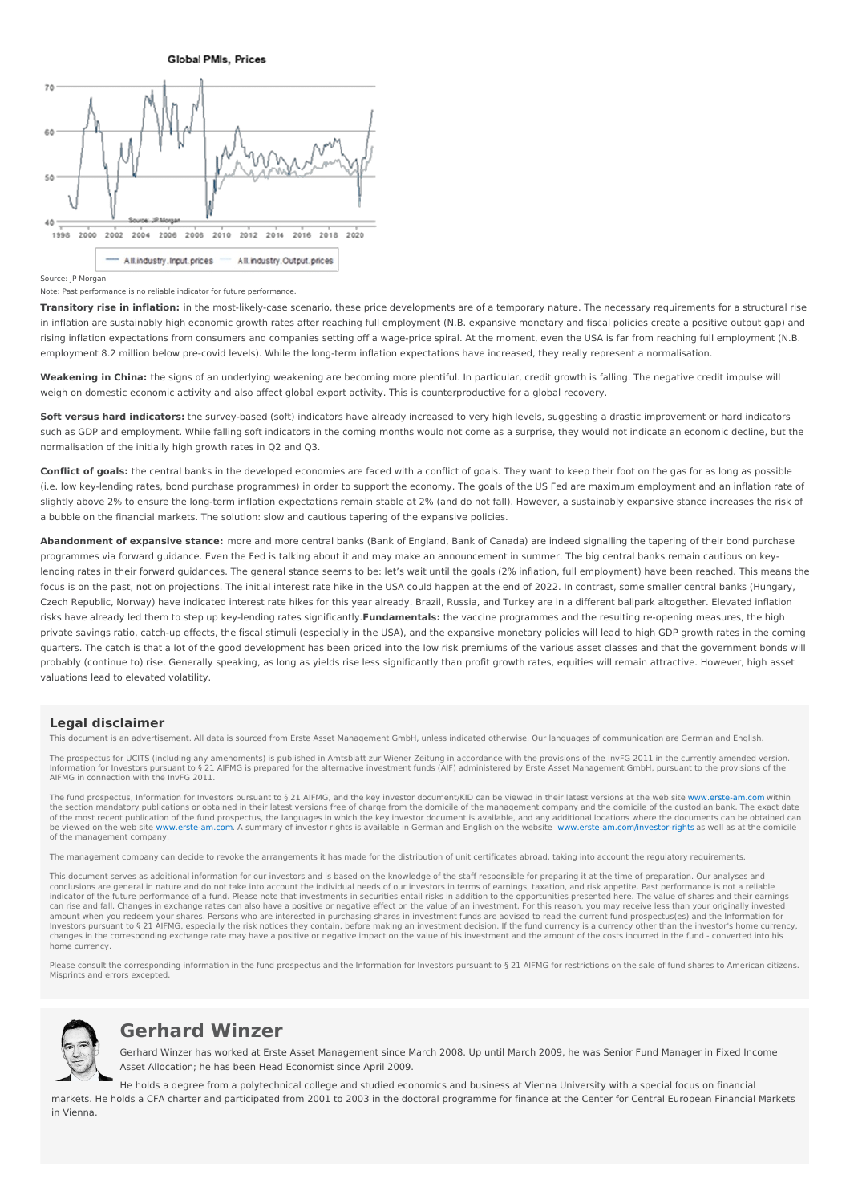**Global PMIs, Prices**

Source: JP Morgan

Note: Past performance is no reliable indicator for future performance.

**Transitory rise in inflation:** in the most-likely-case scenario, these price developments are of a temporary nature. The necessary requirements for a structural rise in inflation are sustainably high economic growth rates after reaching full employment (N.B. expansive monetary and fiscal policies create a positive output gap) and rising inflation expectations from consumers and companies setting off a wage-price spiral. At the moment, even the USA is far from reaching full employment (N.B. employment 8.2 million below pre-covid levels). While the long-term inflation expectations have increased, they really represent a normalisation.

**Weakening in China:** the signs of an underlying weakening are becoming more plentiful. In particular, credit growth is falling. The negative credit impulse will weigh on domestic economic activity and also affect global export activity. This is counterproductive for a global recovery.

**Soft versus hard indicators:** the survey-based (soft) indicators have already increased to very high levels, suggesting a drastic improvement or hard indicators such as GDP and employment. While falling soft indicators in the coming months would not come as a surprise, they would not indicate an economic decline, but the normalisation of the initially high growth rates in Q2 and Q3.

**Conflict of goals:** the central banks in the developed economies are faced with a conflict of goals. They want to keep their foot on the gas for as long as possible (i.e. low key-lending rates, bond purchase programmes) in order to support the economy. The goals of the US Fed are maximum employment and an inflation rate of slightly above 2% to ensure the long-term inflation expectations remain stable at 2% (and do not fall). However, a sustainably expansive stance increases the risk of a bubble on the financial markets. The solution: slow and cautious tapering of the expansive policies.

**Abandonment of expansive stance:** more and more central banks (Bank of England, Bank of Canada) are indeed signalling the tapering of their bond purchase programmes via forward guidance. Even the Fed is talking about it and may make an announcement in summer. The big central banks remain cautious on key-lending rates in their forward guidances. The general stance seems to be: let's wait until the goals (2% inflation, full employment) have been reached. This means the focus is on the past, not on projections. The initial interest rate hike in the USA could happen at the end of 2022. In contrast, some smaller central banks (Hungary, Czech Republic, Norway) have indicated interest rate hikes for this year already. Brazil, Russia, and Turkey are in a different ballpark altogether. Elevated inflation risks have already led them to step up key-lending rates significantly.**Fundamentals:** the vaccine programmes and the resulting re-opening measures, the high private savings ratio, catch-up effects, the fiscal stimuli (especially in the USA), and the expansive monetary policies will lead to high GDP growth rates in the coming quarters. The catch is that a lot of the good development has been priced into the low risk premiums of the various asset classes and that the government bonds will probably (continue to) rise. Generally speaking, as long as yields rise less significantly than profit growth rates, equities will remain attractive. However, high asset valuations lead to elevated volatility.

## Legal disclaimer

This document is an advertisement. All data is sourced from Erste Asset Management GmbH, unless indicated otherwise. Our languages of communication are German and English.

The prospectus for UCITS (including any amendments) is published in Amtsblatt zur Wiener Zeitung in accordance with the provisions of the InvFG 2011 in the currently amended version. Information for Investors pursuant to § 21 AIFMG is prepared for the alternative investment funds (AIF) administered by Erste Asset Management GmbH, pursuant to the provisions of the AIFMG in connection with the InvFG 2011.

The fund prospectus, Information for Investors pursuant to § 21 AIFMG, and the key investor document/KID can be viewed in their latest versions at the web site www.erste-am.com within the section mandatory publications or obtained in their latest versions free of charge from the domicile of the management company and the domicile of the custodian bank. The exact date of the most recent publication of the fund prospectus, the languages in which the key investor document is available, and any additional locations where the documents can be obtained can be viewed on the web site www.erste-am.com. A summary of investor rights is available in German and English on the website www.erste-am.com/investor-rights as well as at the domicile of the management company.

The management company can decide to revoke the arrangements it has made for the distribution of unit certificates abroad, taking into account the regulatory requirements.

This document serves as additional information for our investors and is based on the knowledge of the staff responsible for preparing it at the time of preparation. Our analyses and conclusions are general in nature and do not take into account the individual needs of our investors in terms of earnings, taxation, and risk appetite. Past performance is not a reliable indicator of the future performance of a fund. Please note that investments in securities entail risks in addition to the opportunities presented here. The value of shares and their earnings can rise and fall. Changes in exchange rates can also have a positive or negative effect on the value of an investment. For this reason, you may receive less than your originally invested amount when you redeem your shares. Persons who are interested in purchasing shares in investment funds are advised to read the current fund prospectus(es) and the Information for Investors pursuant to § 21 AIFMG, especially the risk notices they contain, before making an investment decision. If the fund currency is a currency other than the investor's home currency, changes in the corresponding exchange rate may have a positive or negative impact on the value of his investment and the amount of the costs incurred in the fund - converted into his home currency.

Please consult the corresponding information in the fund prospectus and the Information for Investors pursuant to § 21 AIFMG for restrictions on the sale of fund shares to American citizens. Misprints and errors excepted.

## Gerhard Winzer

Gerhard Winzer has worked at Erste Asset Management since March 2008. Up until March 2009, he was Senior Fund Manager in Fixed Income Asset Allocation; he has been Head Economist since April 2009.

He holds a degree from a polytechnical college and studied economics and business at Vienna University with a special focus on financial markets. He holds a CFA charter and participated from 2001 to 2003 in the doctoral programme for finance at the Center for Central European Financial Markets in Vienna.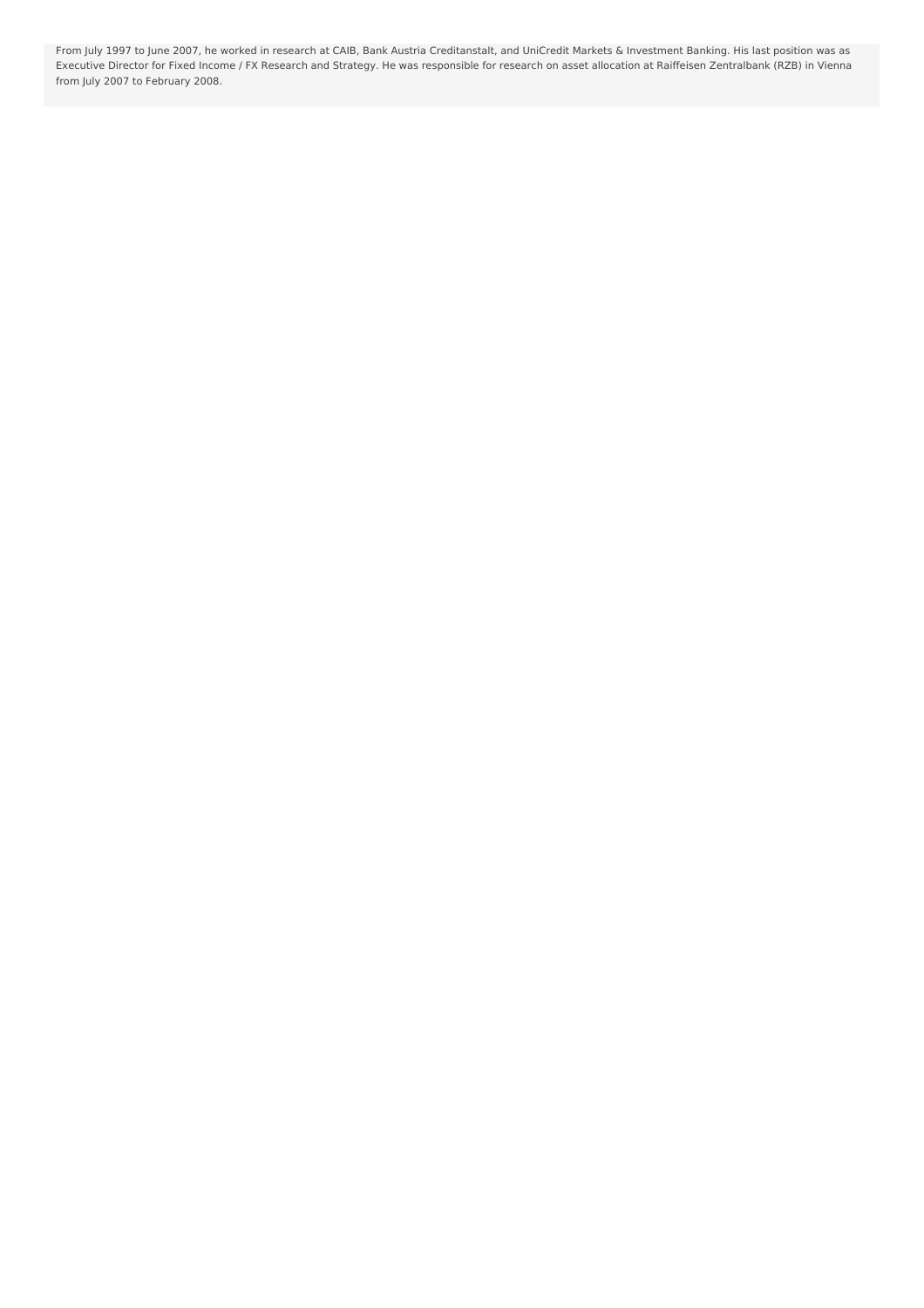From July 1997 to June 2007, he worked in research at CAIB, Bank Austria Creditanstalt, and UniCredit Markets & Investment Banking. His last position was as Executive Director for Fixed Income / FX Research and Strategy. He was responsible for research on asset allocation at Raiffeisen Zentralbank (RZB) in Vienna from July 2007 to February 2008.